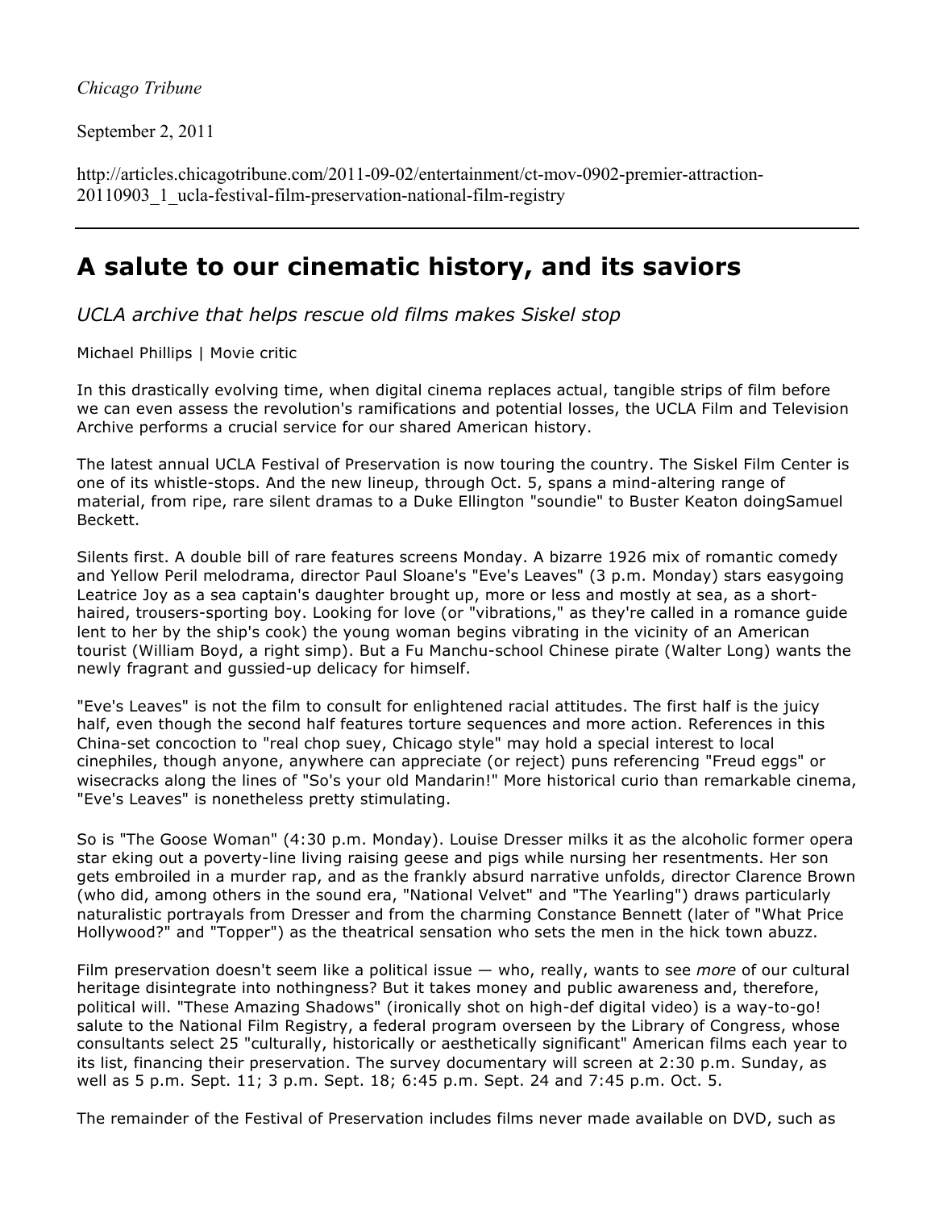*Chicago Tribune*

September 2, 2011

http://articles.chicagotribune.com/2011-09-02/entertainment/ct-mov-0902-premier-attraction-20110903_1_ucla-festival-film-preservation-national-film-registry

# A salute to our cinematic history, and its saviors

*UCLA archive that helps rescue old films makes Siskel stop*

Michael Phillips | Movie critic

In this drastically evolving time, when digital cinema replaces actual, tangible strips of film before we can even assess the revolution's ramifications and potential losses, the UCLA Film and Television Archive performs a crucial service for our shared American history.

The latest annual UCLA Festival of Preservation is now touring the country. The Siskel Film Center is one of its whistle-stops. And the new lineup, through Oct. 5, spans a mind-altering range of material, from ripe, rare silent dramas to a Duke Ellington "soundie" to Buster Keaton doingSamuel Beckett.

Silents first. A double bill of rare features screens Monday. A bizarre 1926 mix of romantic comedy and Yellow Peril melodrama, director Paul Sloane's "Eve's Leaves" (3 p.m. Monday) stars easygoing Leatrice Joy as a sea captain's daughter brought up, more or less and mostly at sea, as a short-haired, trousers-sporting boy. Looking for love (or "vibrations," as they're called in a romance guide lent to her by the ship's cook) the young woman begins vibrating in the vicinity of an American tourist (William Boyd, a right simp). But a Fu Manchu-school Chinese pirate (Walter Long) wants the newly fragrant and gussied-up delicacy for himself.

"Eve's Leaves" is not the film to consult for enlightened racial attitudes. The first half is the juicy half, even though the second half features torture sequences and more action. References in this China-set concoction to "real chop suey, Chicago style" may hold a special interest to local cinephiles, though anyone, anywhere can appreciate (or reject) puns referencing "Freud eggs" or wisecracks along the lines of "So's your old Mandarin!" More historical curio than remarkable cinema, "Eve's Leaves" is nonetheless pretty stimulating.

So is "The Goose Woman" (4:30 p.m. Monday). Louise Dresser milks it as the alcoholic former opera star eking out a poverty-line living raising geese and pigs while nursing her resentments. Her son gets embroiled in a murder rap, and as the frankly absurd narrative unfolds, director Clarence Brown (who did, among others in the sound era, "National Velvet" and "The Yearling") draws particularly naturalistic portrayals from Dresser and from the charming Constance Bennett (later of "What Price Hollywood?" and "Topper") as the theatrical sensation who sets the men in the hick town abuzz.

Film preservation doesn't seem like a political issue — who, really, wants to see *more* of our cultural heritage disintegrate into nothingness? But it takes money and public awareness and, therefore, political will. "These Amazing Shadows" (ironically shot on high-def digital video) is a way-to-go! salute to the National Film Registry, a federal program overseen by the Library of Congress, whose consultants select 25 "culturally, historically or aesthetically significant" American films each year to its list, financing their preservation. The survey documentary will screen at 2:30 p.m. Sunday, as well as 5 p.m. Sept. 11; 3 p.m. Sept. 18; 6:45 p.m. Sept. 24 and 7:45 p.m. Oct. 5.

The remainder of the Festival of Preservation includes films never made available on DVD, such as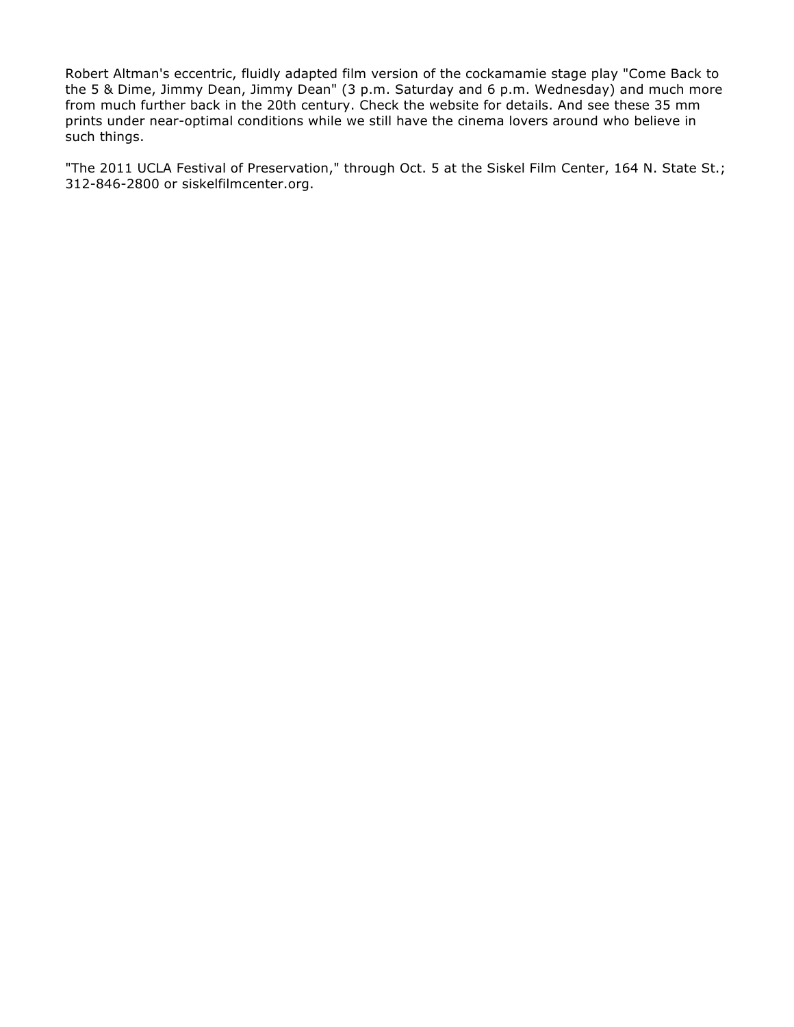Robert Altman's eccentric, fluidly adapted film version of the cockamamie stage play "Come Back to the 5 & Dime, Jimmy Dean, Jimmy Dean" (3 p.m. Saturday and 6 p.m. Wednesday) and much more from much further back in the 20th century. Check the website for details. And see these 35 mm prints under near-optimal conditions while we still have the cinema lovers around who believe in such things.

"The 2011 UCLA Festival of Preservation," through Oct. 5 at the Siskel Film Center, 164 N. State St.; 312-846-2800 or siskelfilmcenter.org.